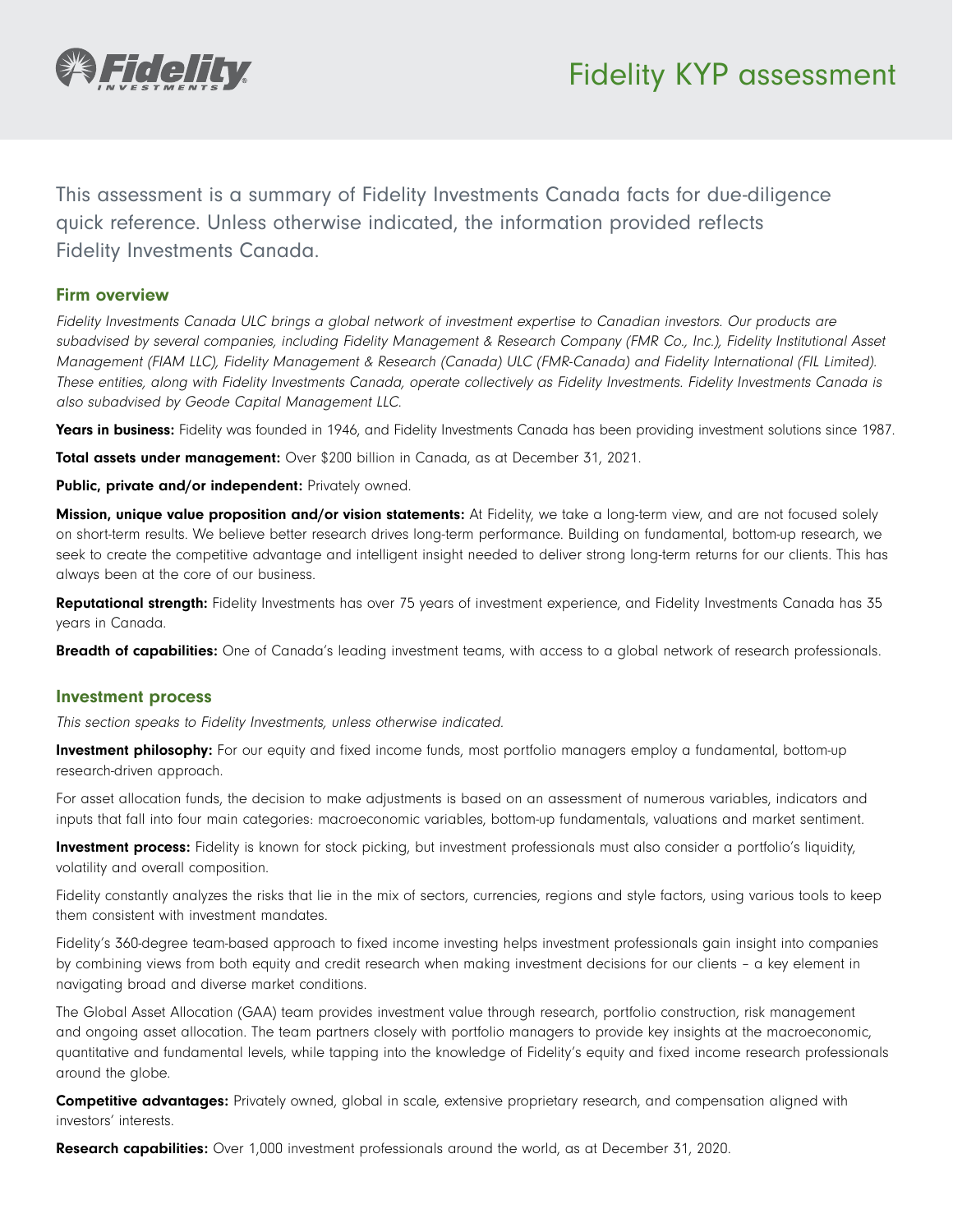# Fidelity KYP assessment

This assessment is a summary of Fidelity Investments Canada facts for due-diligence quick reference. Unless otherwise indicated, the information provided reflects Fidelity Investments Canada.

## Firm overview

*Fidelity Investments Canada ULC brings a global network of investment expertise to Canadian investors. Our products are subadvised by several companies, including Fidelity Management & Research Company (FMR Co., Inc.), Fidelity Institutional Asset Management (FIAM LLC), Fidelity Management & Research (Canada) ULC (FMR-Canada) and Fidelity International (FIL Limited). These entities, along with Fidelity Investments Canada, operate collectively as Fidelity Investments. Fidelity Investments Canada is also subadvised by Geode Capital Management LLC.*

**Years in business:** Fidelity was founded in 1946, and Fidelity Investments Canada has been providing investment solutions since 1987.

**Total assets under management:** Over $200 billion in Canada, as at December 31, 2021.

**Public, private and/or independent:** Privately owned.

**Mission, unique value proposition and/or vision statements:** At Fidelity, we take a long-term view, and are not focused solely on short-term results. We believe better research drives long-term performance. Building on fundamental, bottom-up research, we seek to create the competitive advantage and intelligent insight needed to deliver strong long-term returns for our clients. This has always been at the core of our business.

**Reputational strength:** Fidelity Investments has over 75 years of investment experience, and Fidelity Investments Canada has 35 years in Canada.

**Breadth of capabilities:** One of Canada's leading investment teams, with access to a global network of research professionals.

## Investment process

*This section speaks to Fidelity Investments, unless otherwise indicated.*

**Investment philosophy:** For our equity and fixed income funds, most portfolio managers employ a fundamental, bottom-up research-driven approach.

For asset allocation funds, the decision to make adjustments is based on an assessment of numerous variables, indicators and inputs that fall into four main categories: macroeconomic variables, bottom-up fundamentals, valuations and market sentiment.

**Investment process:** Fidelity is known for stock picking, but investment professionals must also consider a portfolio's liquidity, volatility and overall composition.

Fidelity constantly analyzes the risks that lie in the mix of sectors, currencies, regions and style factors, using various tools to keep them consistent with investment mandates.

Fidelity's 360-degree team-based approach to fixed income investing helps investment professionals gain insight into companies by combining views from both equity and credit research when making investment decisions for our clients – a key element in navigating broad and diverse market conditions.

The Global Asset Allocation (GAA) team provides investment value through research, portfolio construction, risk management and ongoing asset allocation. The team partners closely with portfolio managers to provide key insights at the macroeconomic, quantitative and fundamental levels, while tapping into the knowledge of Fidelity's equity and fixed income research professionals around the globe.

**Competitive advantages:** Privately owned, global in scale, extensive proprietary research, and compensation aligned with investors' interests.

**Research capabilities:** Over 1,000 investment professionals around the world, as at December 31, 2020.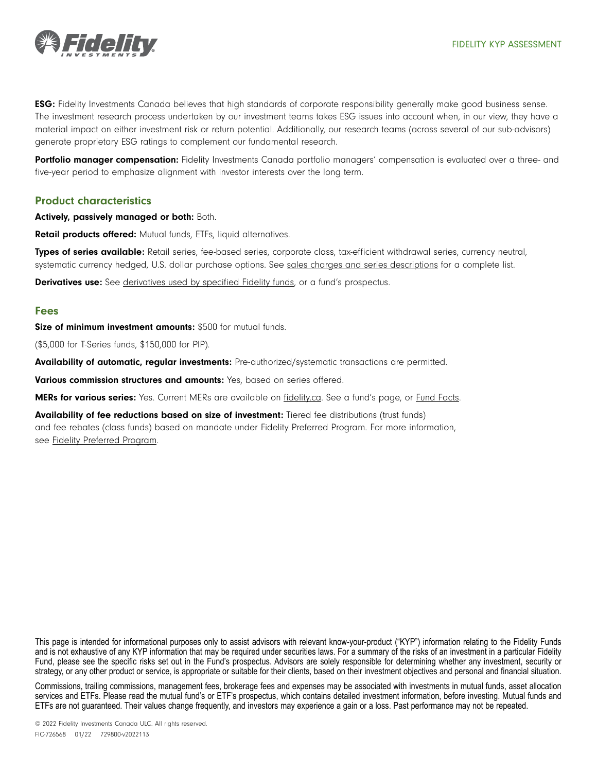**ESG:** Fidelity Investments Canada believes that high standards of corporate responsibility generally make good business sense. The investment research process undertaken by our investment teams takes ESG issues into account when, in our view, they have a material impact on either investment risk or return potential. Additionally, our research teams (across several of our sub-advisors) generate proprietary ESG ratings to complement our fundamental research.

**Portfolio manager compensation:** Fidelity Investments Canada portfolio managers' compensation is evaluated over a three- and five-year period to emphasize alignment with investor interests over the long term.

## Product characteristics

**Actively, passively managed or both:** Both.

**Retail products offered:** Mutual funds, ETFs, liquid alternatives.

**Types of series available:** Retail series, fee-based series, corporate class, tax-efficient withdrawal series, currency neutral, systematic currency hedged, U.S. dollar purchase options. See sales charges and series descriptions for a complete list.

**Derivatives use:** See derivatives used by specified Fidelity funds, or a fund's prospectus.

## Fees

**Size of minimum investment amounts:** $500 for mutual funds.

($5,000 for T-Series funds, $150,000 for PIP).

**Availability of automatic, regular investments:** Pre-authorized/systematic transactions are permitted.

**Various commission structures and amounts:** Yes, based on series offered.

**MERs for various series:** Yes. Current MERs are available on fidelity.ca. See a fund's page, or Fund Facts.

**Availability of fee reductions based on size of investment:** Tiered fee distributions (trust funds) and fee rebates (class funds) based on mandate under Fidelity Preferred Program. For more information, see Fidelity Preferred Program.

This page is intended for informational purposes only to assist advisors with relevant know-your-product ("KYP") information relating to the Fidelity Funds and is not exhaustive of any KYP information that may be required under securities laws. For a summary of the risks of an investment in a particular Fidelity Fund, please see the specific risks set out in the Fund's prospectus. Advisors are solely responsible for determining whether any investment, security or strategy, or any other product or service, is appropriate or suitable for their clients, based on their investment objectives and personal and financial situation.

Commissions, trailing commissions, management fees, brokerage fees and expenses may be associated with investments in mutual funds, asset allocation services and ETFs. Please read the mutual fund's or ETF's prospectus, which contains detailed investment information, before investing. Mutual funds and ETFs are not guaranteed. Their values change frequently, and investors may experience a gain or a loss. Past performance may not be repeated.

© 2022 Fidelity Investments Canada ULC. All rights reserved.

FIC-726568 01/22 729800-v2022113